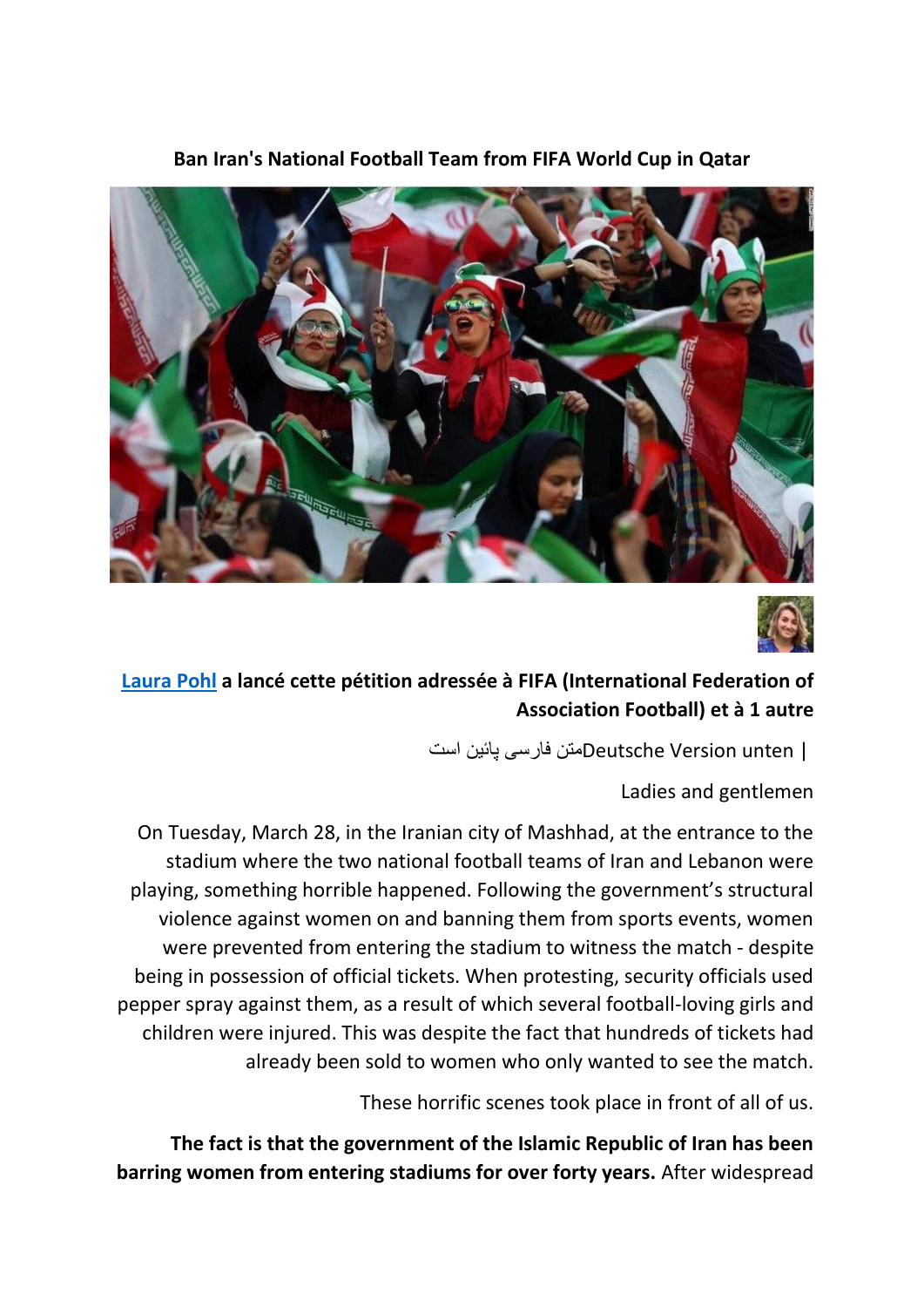# Ban Iran's National Football Team from FIFA World Cup in Qatar

**Laura Pohl a lancé cette pétition adressée à FIFA (International Federation of Association Football) et à 1 autre**

| Deutsche Version unten متن فارسی پائین است

Ladies and gentlemen

On Tuesday, March 28, in the Iranian city of Mashhad, at the entrance to the stadium where the two national football teams of Iran and Lebanon were playing, something horrible happened. Following the government's structural violence against women on and banning them from sports events, women were prevented from entering the stadium to witness the match - despite being in possession of official tickets. When protesting, security officials used pepper spray against them, as a result of which several football-loving girls and children were injured. This was despite the fact that hundreds of tickets had already been sold to women who only wanted to see the match.

These horrific scenes took place in front of all of us.

**The fact is that the government of the Islamic Republic of Iran has been barring women from entering stadiums for over forty years.** After widespread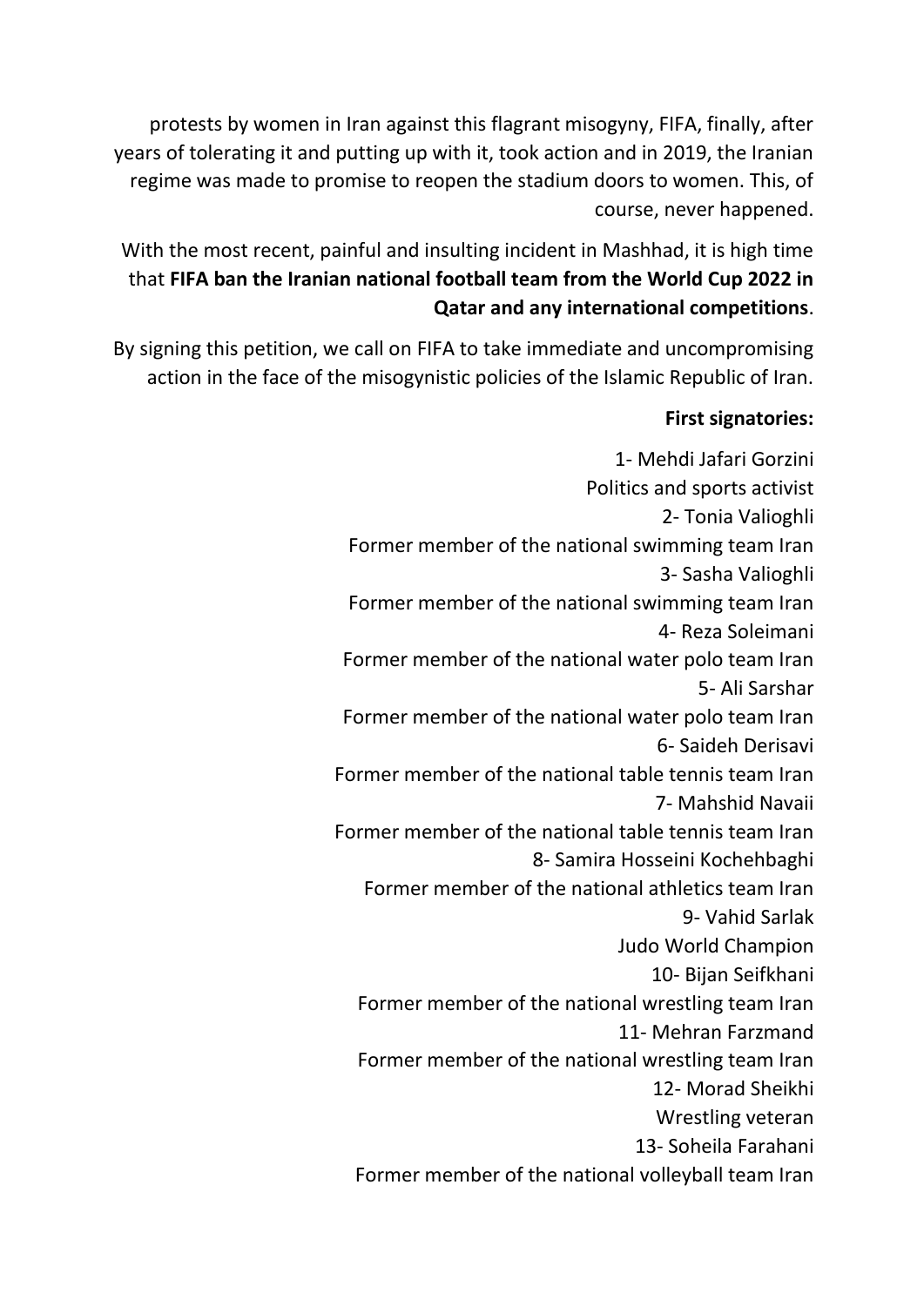protests by women in Iran against this flagrant misogyny, FIFA, finally, after years of tolerating it and putting up with it, took action and in 2019, the Iranian regime was made to promise to reopen the stadium doors to women. This, of course, never happened.

With the most recent, painful and insulting incident in Mashhad, it is high time that **FIFA ban the Iranian national football team from the World Cup 2022 in Qatar and any international competitions**.

By signing this petition, we call on FIFA to take immediate and uncompromising action in the face of the misogynistic policies of the Islamic Republic of Iran.

**First signatories:**

1- Mehdi Jafari Gorzini
Politics and sports activist

2- Tonia Valioghli
Former member of the national swimming team Iran

3- Sasha Valioghli
Former member of the national swimming team Iran

4- Reza Soleimani
Former member of the national water polo team Iran

5- Ali Sarshar
Former member of the national water polo team Iran

6- Saideh Derisavi
Former member of the national table tennis team Iran

7- Mahshid Navaii
Former member of the national table tennis team Iran

8- Samira Hosseini Kochehbaghi
Former member of the national athletics team Iran

9- Vahid Sarlak
Judo World Champion

10- Bijan Seifkhani
Former member of the national wrestling team Iran

11- Mehran Farzmand
Former member of the national wrestling team Iran

12- Morad Sheikhi
Wrestling veteran

13- Soheila Farahani
Former member of the national volleyball team Iran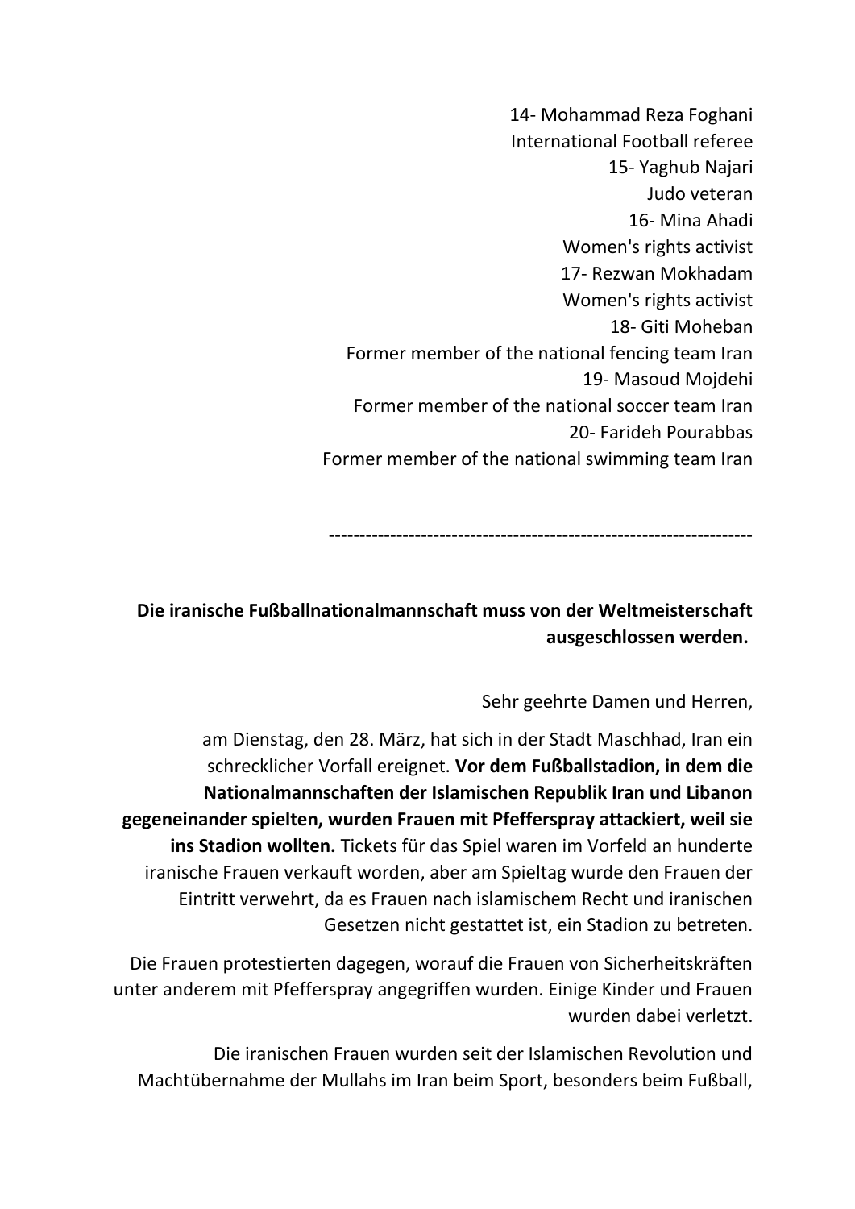14- Mohammad Reza Foghani
International Football referee

15- Yaghub Najari
Judo veteran

16- Mina Ahadi
Women's rights activist

17- Rezwan Mokhadam
Women's rights activist

18- Giti Moheban
Former member of the national fencing team Iran

19- Masoud Mojdehi
Former member of the national soccer team Iran

20- Farideh Pourabbas
Former member of the national swimming team Iran

---------------------------------------------------------------------

**Die iranische Fußballnationalmannschaft muss von der Weltmeisterschaft ausgeschlossen werden.**

Sehr geehrte Damen und Herren,

am Dienstag, den 28. März, hat sich in der Stadt Maschhad, Iran ein schrecklicher Vorfall ereignet. **Vor dem Fußballstadion, in dem die Nationalmannschaften der Islamischen Republik Iran und Libanon gegeneinander spielten, wurden Frauen mit Pfefferspray attackiert, weil sie ins Stadion wollten.** Tickets für das Spiel waren im Vorfeld an hunderte iranische Frauen verkauft worden, aber am Spieltag wurde den Frauen der Eintritt verwehrt, da es Frauen nach islamischem Recht und iranischen Gesetzen nicht gestattet ist, ein Stadion zu betreten.

Die Frauen protestierten dagegen, worauf die Frauen von Sicherheitskräften unter anderem mit Pfefferspray angegriffen wurden. Einige Kinder und Frauen wurden dabei verletzt.

Die iranischen Frauen wurden seit der Islamischen Revolution und Machtübernahme der Mullahs im Iran beim Sport, besonders beim Fußball,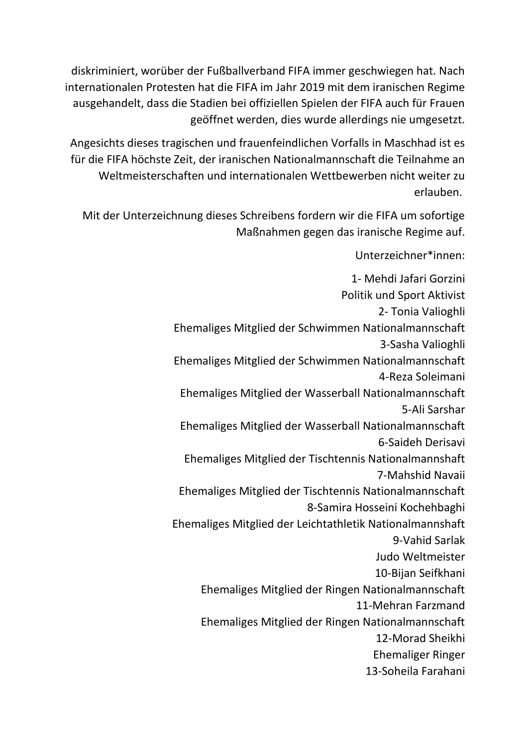diskriminiert, worüber der Fußballverband FIFA immer geschwiegen hat. Nach internationalen Protesten hat die FIFA im Jahr 2019 mit dem iranischen Regime ausgehandelt, dass die Stadien bei offiziellen Spielen der FIFA auch für Frauen geöffnet werden, dies wurde allerdings nie umgesetzt.

Angesichts dieses tragischen und frauenfeindlichen Vorfalls in Maschhad ist es für die FIFA höchste Zeit, der iranischen Nationalmannschaft die Teilnahme an Weltmeisterschaften und internationalen Wettbewerben nicht weiter zu erlauben.

Mit der Unterzeichnung dieses Schreibens fordern wir die FIFA um sofortige Maßnahmen gegen das iranische Regime auf.

Unterzeichner*innen:

1- Mehdi Jafari Gorzini
Politik und Sport Aktivist

2- Tonia Valioghli
Ehemaliges Mitglied der Schwimmen Nationalmannschaft

3-Sasha Valioghli
Ehemaliges Mitglied der Schwimmen Nationalmannschaft

4-Reza Soleimani
Ehemaliges Mitglied der Wasserball Nationalmannschaft

5-Ali Sarshar
Ehemaliges Mitglied der Wasserball Nationalmannschaft

6-Saideh Derisavi
Ehemaliges Mitglied der Tischtennis Nationalmannshaft

7-Mahshid Navaii
Ehemaliges Mitglied der Tischtennis Nationalmannschaft

8-Samira Hosseini Kochehbaghi
Ehemaliges Mitglied der Leichtathletik Nationalmannshaft

9-Vahid Sarlak
Judo Weltmeister

10-Bijan Seifkhani
Ehemaliges Mitglied der Ringen Nationalmannschaft

11-Mehran Farzmand
Ehemaliges Mitglied der Ringen Nationalmannschaft

12-Morad Sheikhi
Ehemaliger Ringer

13-Soheila Farahani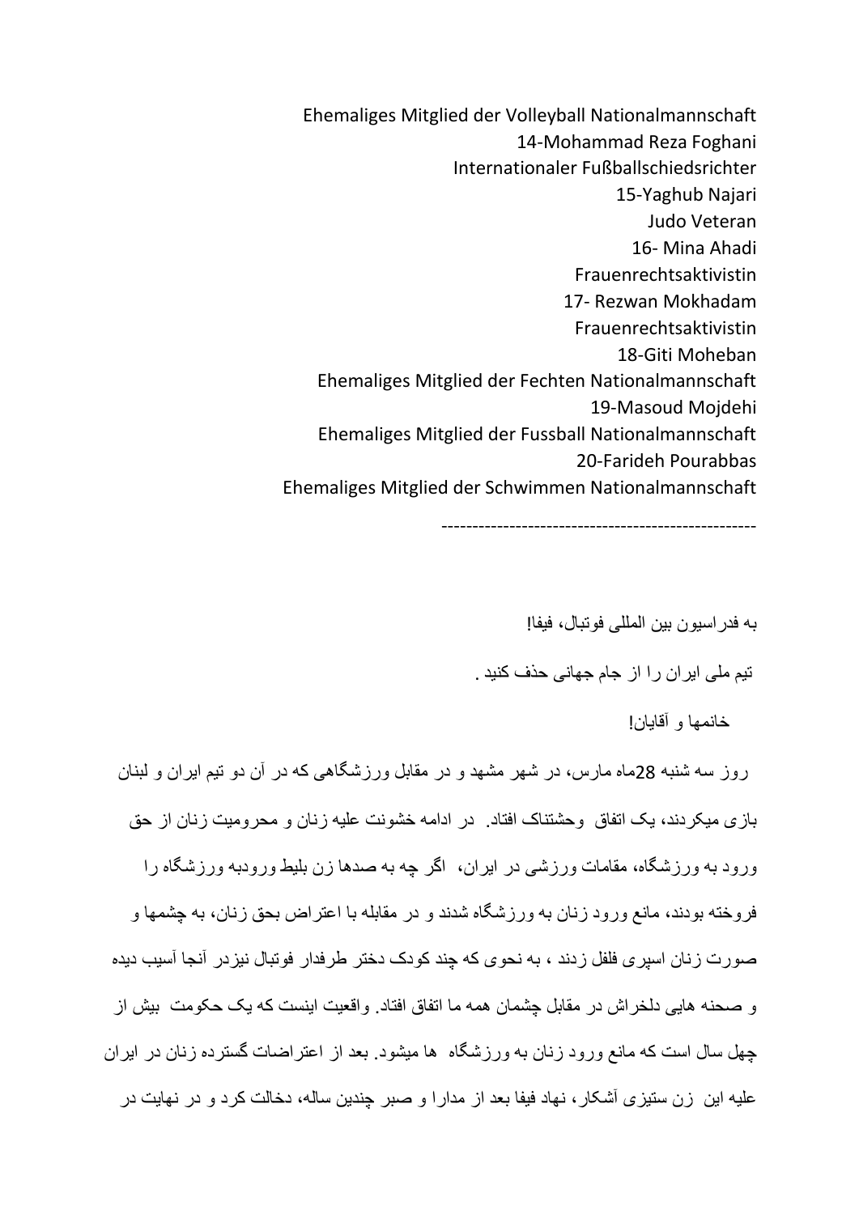Ehemaliges Mitglied der Volleyball Nationalmannschaft
14-Mohammad Reza Foghani
Internationaler Fußballschiedsrichter
15-Yaghub Najari
Judo Veteran
16- Mina Ahadi
Frauenrechtsaktivistin
17- Rezwan Mokhadam
Frauenrechtsaktivistin
18-Giti Moheban
Ehemaliges Mitglied der Fechten Nationalmannschaft
19-Masoud Mojdehi
Ehemaliges Mitglied der Fussball Nationalmannschaft
20-Farideh Pourabbas
Ehemaliges Mitglied der Schwimmen Nationalmannschaft

---

به فدراسیون بین المللی فوتبال، فیفا!

تیم ملی ایران را از جام جهانی حذف کنید .

خانمها و آقایان!

روز سه شنبه 28ماه مارس، در شهر مشهد و در مقابل ورزشگاهی که در آن دو تیم ایران و لبنان بازی میکردند، یک اتفاق وحشتناک افتاد. در ادامه خشونت علیه زنان و محرومیت زنان از حق ورود به ورزشگاه، مقامات ورزشی در ایران، اگر چه به صدها زن بلیط ورودبه ورزشگاه را فروخته بودند، مانع ورود زنان به ورزشگاه شدند و در مقابله با اعتراض بحق زنان، به چشمها و صورت زنان اسپری فلفل زدند ، به نحوی که چند کودک دختر طرفدار فوتبال نیزدر آنجا آسیب دیده و صحنه هایی دلخراش در مقابل چشمان همه ما اتفاق افتاد. واقعیت اینست که یک حکومت بیش از چهل سال است که مانع ورود زنان به ورزشگاه ها میشود. بعد از اعتراضات گسترده زنان در ایران علیه این زن ستیزی آشکار، نهاد فیفا بعد از مدارا و صبر چندین ساله، دخالت کرد و در نهایت در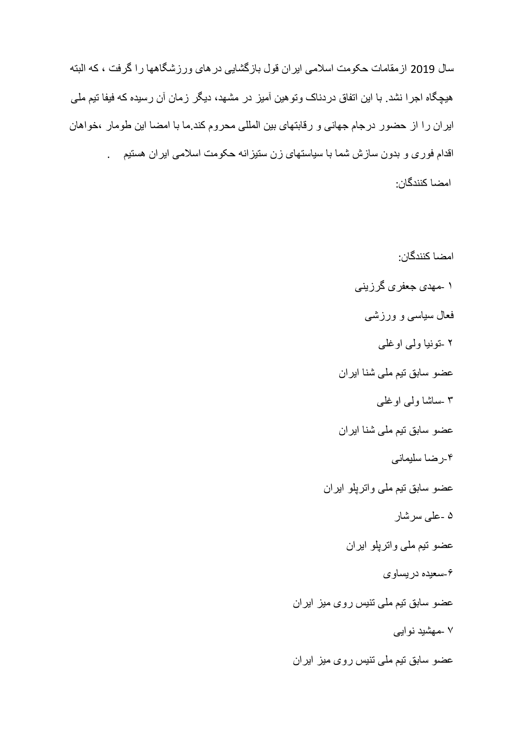سال 2019 ازمقامات حکومت اسلامی ایران قول بازگشایی درهای ورزشگاهها را گرفت ، که البته هیچگاه اجرا نشد. با این اتفاق دردناک وتوهین آمیز در مشهد، دیگر زمان آن رسیده که فیفا تیم ملی ایران را از حضور درجام جهانی و رقابتهای بین المللی محروم کند.ما با امضا این طومار ،خواهان اقدام فوری و بدون سازش شما با سیاستهای زن ستیزانه حکومت اسلامی ایران هستیم .

امضا کنندگان:

امضا کنندگان:

۱ -مهدی جعفری گرزینی

فعال سیاسی و ورزشی

۲ -تونیا ولی اوغلی

عضو سابق تیم ملی شنا ایران

۳ -ساشا ولی اوغلی

عضو سابق تیم ملی شنا ایران

۴-رضا سلیمانی

عضو سابق تیم ملی واترپلو ایران

۵ -علی سرشار

عضو تیم ملی واترپلو ایران

۶-سعیده دریساوی

عضو سابق تیم ملی تنیس روی میز ایران

۷ -مهشید نوایی

عضو سابق تیم ملی تنیس روی میز ایران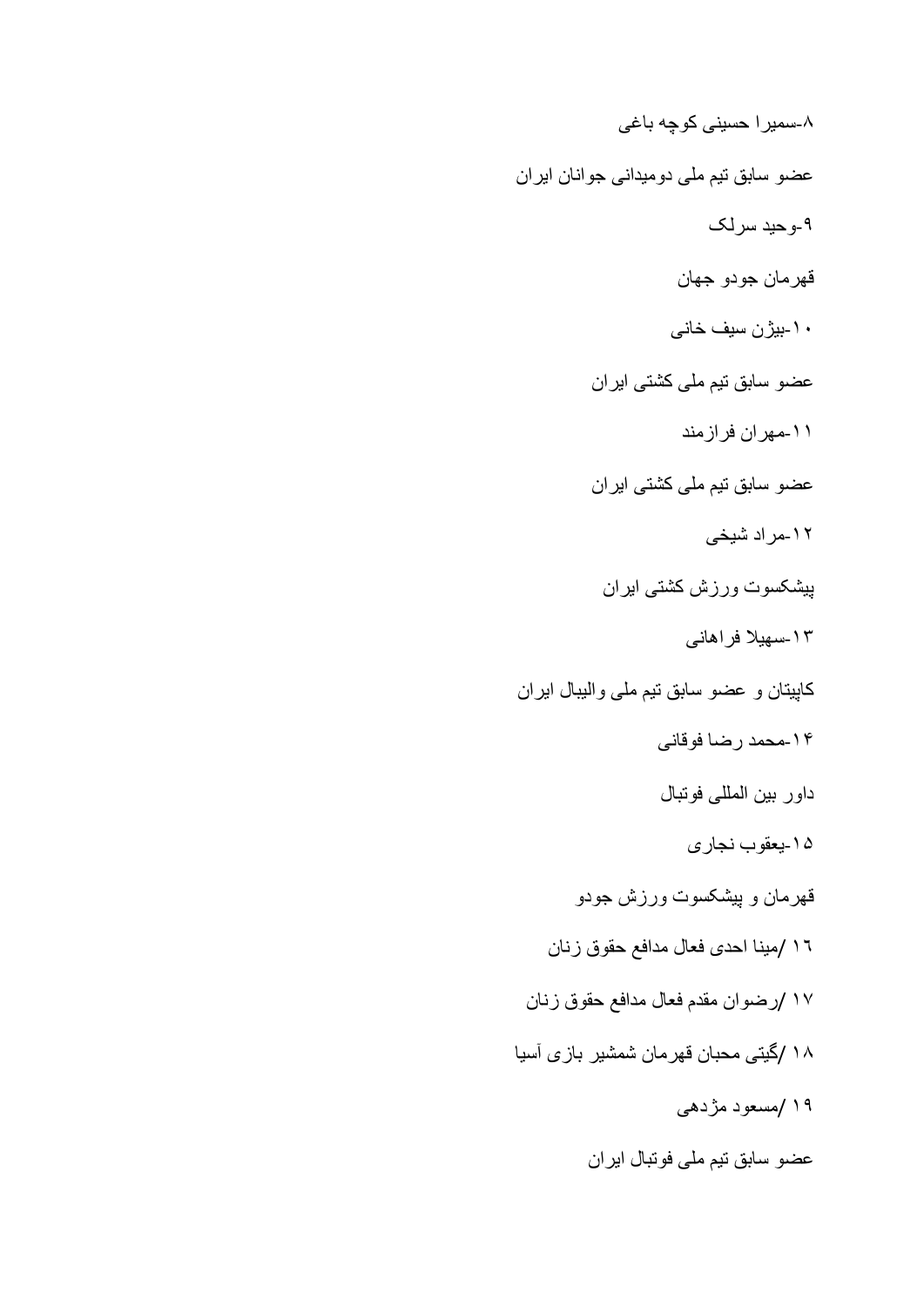۸-سمیرا حسینی کوچه باغی

عضو سابق تیم ملی دومیدانی جوانان ایران

۹-وحید سرلک

قهرمان جودو جهان

۱۰-بیژن سیف خانی

عضو سابق تیم ملی کشتی ایران

۱۱-مهران فرازمند

عضو سابق تیم ملی کشتی ایران

۱۲-مراد شیخی

پیشکسوت ورزش کشتی ایران

۱۳-سهیلا فراهانی

کاپیتان و عضو سابق تیم ملی والیبال ایران

۱۴-محمد رضا فوقانی

داور بین المللی فوتبال

۱۵-یعقوب نجاری

قهرمان و پیشکسوت ورزش جودو

١٦ /مینا احدی فعال مدافع حقوق زنان

١٧ /رضوان مقدم فعال مدافع حقوق زنان

١٨ /گیتی محبان قهرمان شمشیر بازی آسیا

١٩ /مسعود مژدهی

عضو سابق تیم ملی فوتبال ایران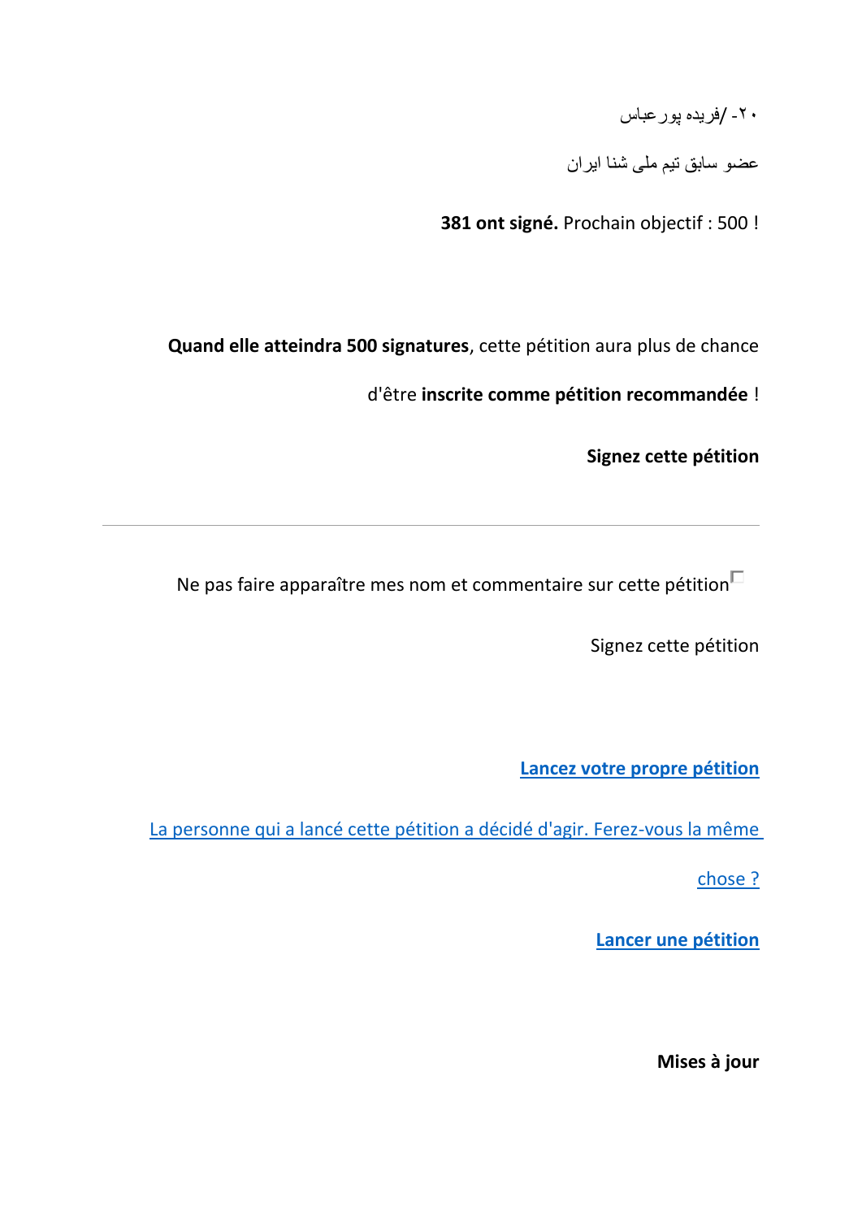۲۰- /فریده پورعباس

عضو سابق تیم ملی شنا ایران

**381 ont signé.** Prochain objectif : 500 !

**Quand elle atteindra 500 signatures**, cette pétition aura plus de chance d'être **inscrite comme pétition recommandée** !

**Signez cette pétition**

---

Ne pas faire apparaître mes nom et commentaire sur cette pétition

Signez cette pétition

**Lancez votre propre pétition**

La personne qui a lancé cette pétition a décidé d'agir. Ferez-vous la même chose ?

**Lancer une pétition**

**Mises à jour**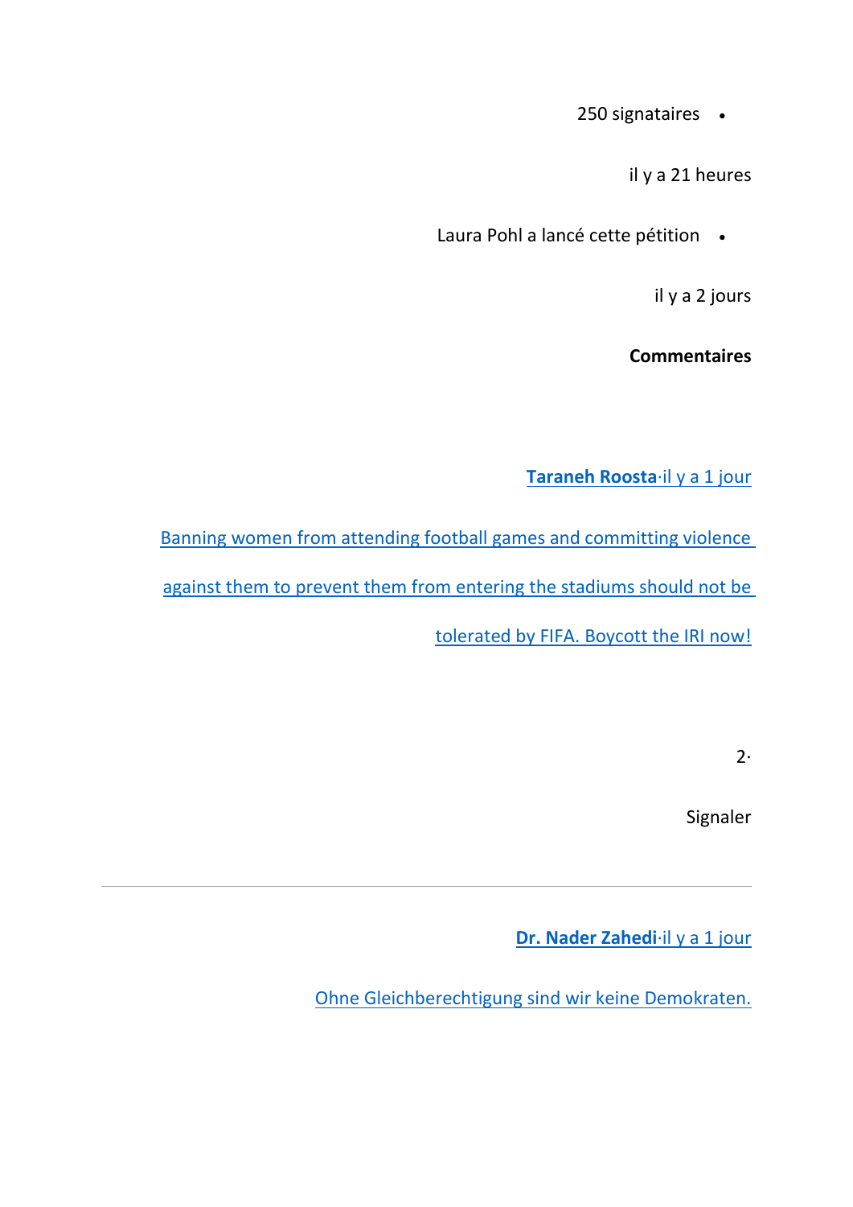- 250 signataires

il y a 21 heures

- Laura Pohl a lancé cette pétition

il y a 2 jours

**Commentaires**

**Taraneh Roosta**·il y a 1 jour

Banning women from attending football games and committing violence against them to prevent them from entering the stadiums should not be tolerated by FIFA. Boycott the IRI now!

2·

Signaler

---

**Dr. Nader Zahedi**·il y a 1 jour

Ohne Gleichberechtigung sind wir keine Demokraten.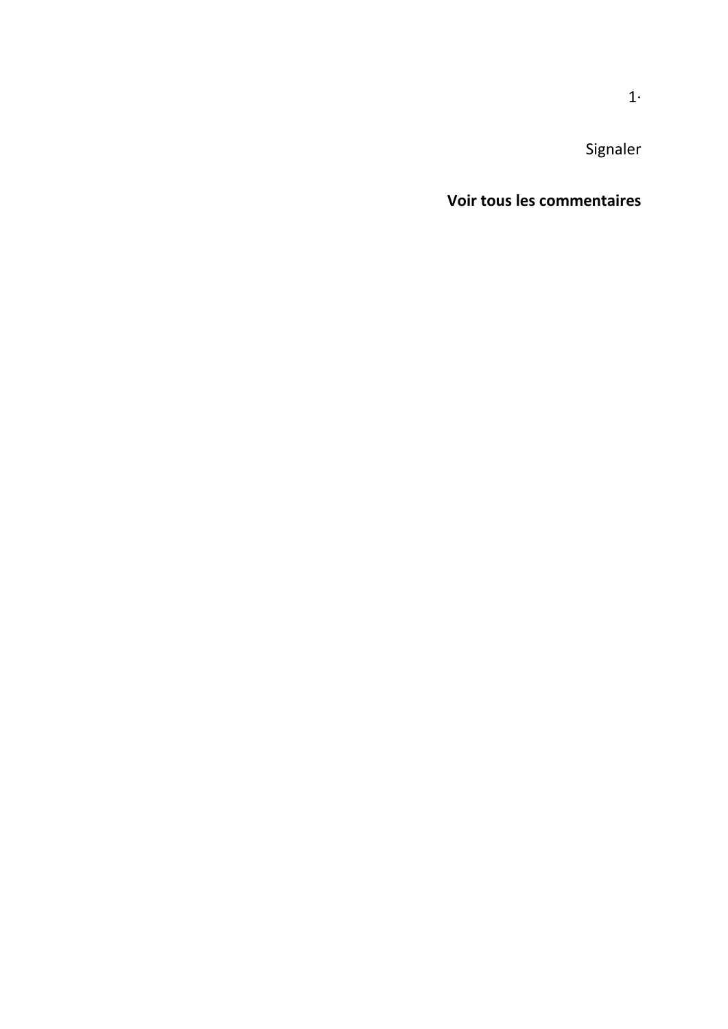1·

Signaler

**Voir tous les commentaires**